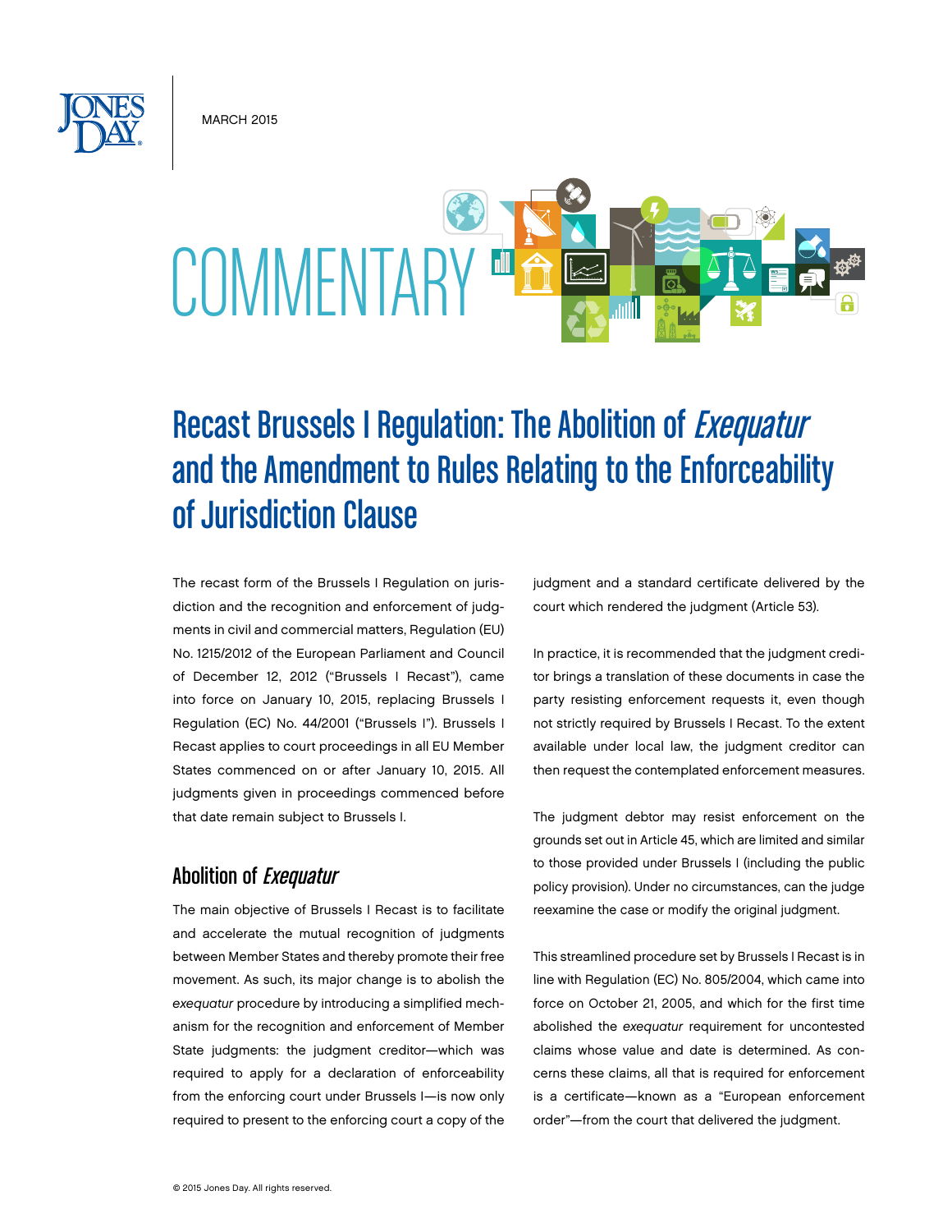MARCH 2015

COMMENTARY

# Recast Brussels I Regulation: The Abolition of *Exequatur* and the Amendment to Rules Relating to the Enforceability of Jurisdiction Clause

The recast form of the Brussels I Regulation on jurisdiction and the recognition and enforcement of judgments in civil and commercial matters, Regulation (EU) No. 1215/2012 of the European Parliament and Council of December 12, 2012 ("Brussels I Recast"), came into force on January 10, 2015, replacing Brussels I Regulation (EC) No. 44/2001 ("Brussels I"). Brussels I Recast applies to court proceedings in all EU Member States commenced on or after January 10, 2015. All judgments given in proceedings commenced before that date remain subject to Brussels I.

## Abolition of *Exequatur*

The main objective of Brussels I Recast is to facilitate and accelerate the mutual recognition of judgments between Member States and thereby promote their free movement. As such, its major change is to abolish the *exequatur* procedure by introducing a simplified mechanism for the recognition and enforcement of Member State judgments: the judgment creditor—which was required to apply for a declaration of enforceability from the enforcing court under Brussels I—is now only required to present to the enforcing court a copy of the judgment and a standard certificate delivered by the court which rendered the judgment (Article 53).

In practice, it is recommended that the judgment creditor brings a translation of these documents in case the party resisting enforcement requests it, even though not strictly required by Brussels I Recast. To the extent available under local law, the judgment creditor can then request the contemplated enforcement measures.

The judgment debtor may resist enforcement on the grounds set out in Article 45, which are limited and similar to those provided under Brussels I (including the public policy provision). Under no circumstances, can the judge reexamine the case or modify the original judgment.

This streamlined procedure set by Brussels I Recast is in line with Regulation (EC) No. 805/2004, which came into force on October 21, 2005, and which for the first time abolished the *exequatur* requirement for uncontested claims whose value and date is determined. As concerns these claims, all that is required for enforcement is a certificate—known as a "European enforcement order"—from the court that delivered the judgment.

© 2015 Jones Day. All rights reserved.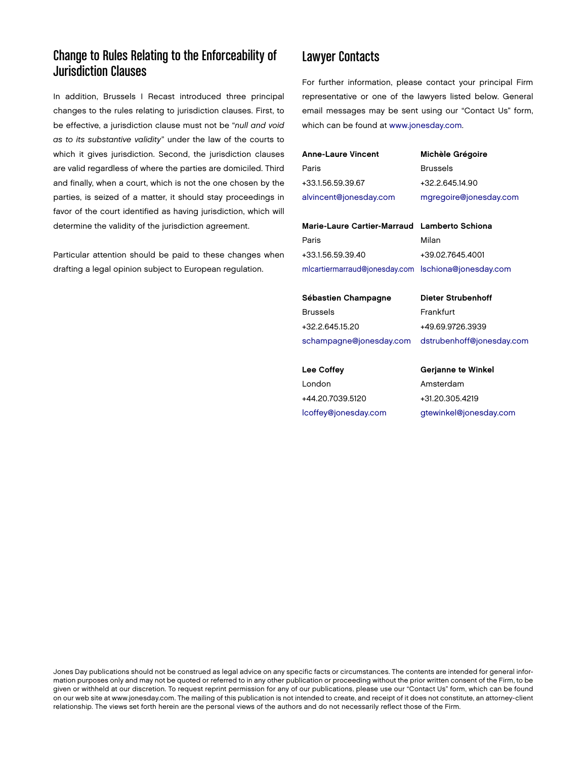## Change to Rules Relating to the Enforceability of Jurisdiction Clauses

In addition, Brussels I Recast introduced three principal changes to the rules relating to jurisdiction clauses. First, to be effective, a jurisdiction clause must not be "*null and void as to its substantive validity*" under the law of the courts to which it gives jurisdiction. Second, the jurisdiction clauses are valid regardless of where the parties are domiciled. Third and finally, when a court, which is not the one chosen by the parties, is seized of a matter, it should stay proceedings in favor of the court identified as having jurisdiction, which will determine the validity of the jurisdiction agreement.

Particular attention should be paid to these changes when drafting a legal opinion subject to European regulation.

## Lawyer Contacts

For further information, please contact your principal Firm representative or one of the lawyers listed below. General email messages may be sent using our "Contact Us" form, which can be found at www.jonesday.com.

**Anne-Laure Vincent**
Paris
+33.1.56.59.39.67
alvincent@jonesday.com

**Michèle Grégoire**
Brussels
+32.2.645.14.90
mgregoire@jonesday.com

**Marie-Laure Cartier-Marraud**
Paris
+33.1.56.59.39.40
mlcartiermarraud@jonesday.com

**Lamberto Schiona**
Milan
+39.02.7645.4001
lschiona@jonesday.com

**Sébastien Champagne**
Brussels
+32.2.645.15.20
schampagne@jonesday.com

**Dieter Strubenhoff**
Frankfurt
+49.69.9726.3939
dstrubenhoff@jonesday.com

**Lee Coffey**
London
+44.20.7039.5120
lcoffey@jonesday.com

**Gerjanne te Winkel**
Amsterdam
+31.20.305.4219
gtewinkel@jonesday.com

Jones Day publications should not be construed as legal advice on any specific facts or circumstances. The contents are intended for general information purposes only and may not be quoted or referred to in any other publication or proceeding without the prior written consent of the Firm, to be given or withheld at our discretion. To request reprint permission for any of our publications, please use our "Contact Us" form, which can be found on our web site at www.jonesday.com. The mailing of this publication is not intended to create, and receipt of it does not constitute, an attorney-client relationship. The views set forth herein are the personal views of the authors and do not necessarily reflect those of the Firm.